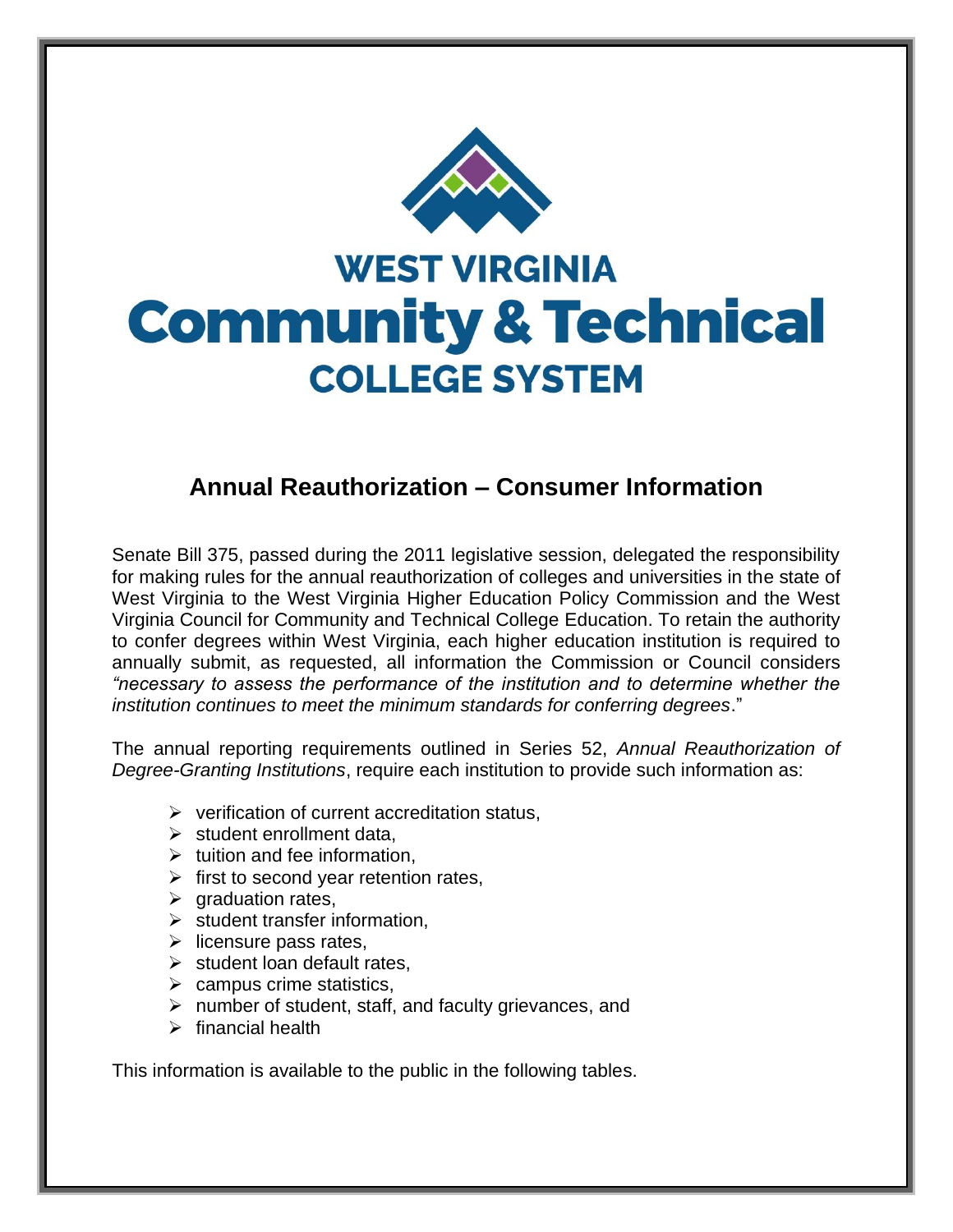# WEST VIRGINIA Community & Technical COLLEGE SYSTEM

## Annual Reauthorization – Consumer Information

Senate Bill 375, passed during the 2011 legislative session, delegated the responsibility for making rules for the annual reauthorization of colleges and universities in the state of West Virginia to the West Virginia Higher Education Policy Commission and the West Virginia Council for Community and Technical College Education. To retain the authority to confer degrees within West Virginia, each higher education institution is required to annually submit, as requested, all information the Commission or Council considers *"necessary to assess the performance of the institution and to determine whether the institution continues to meet the minimum standards for conferring degrees*."

The annual reporting requirements outlined in Series 52, *Annual Reauthorization of Degree-Granting Institutions*, require each institution to provide such information as:

- verification of current accreditation status,
- student enrollment data,
- tuition and fee information,
- first to second year retention rates,
- graduation rates,
- student transfer information,
- licensure pass rates,
- student loan default rates,
- campus crime statistics,
- number of student, staff, and faculty grievances, and
- financial health

This information is available to the public in the following tables.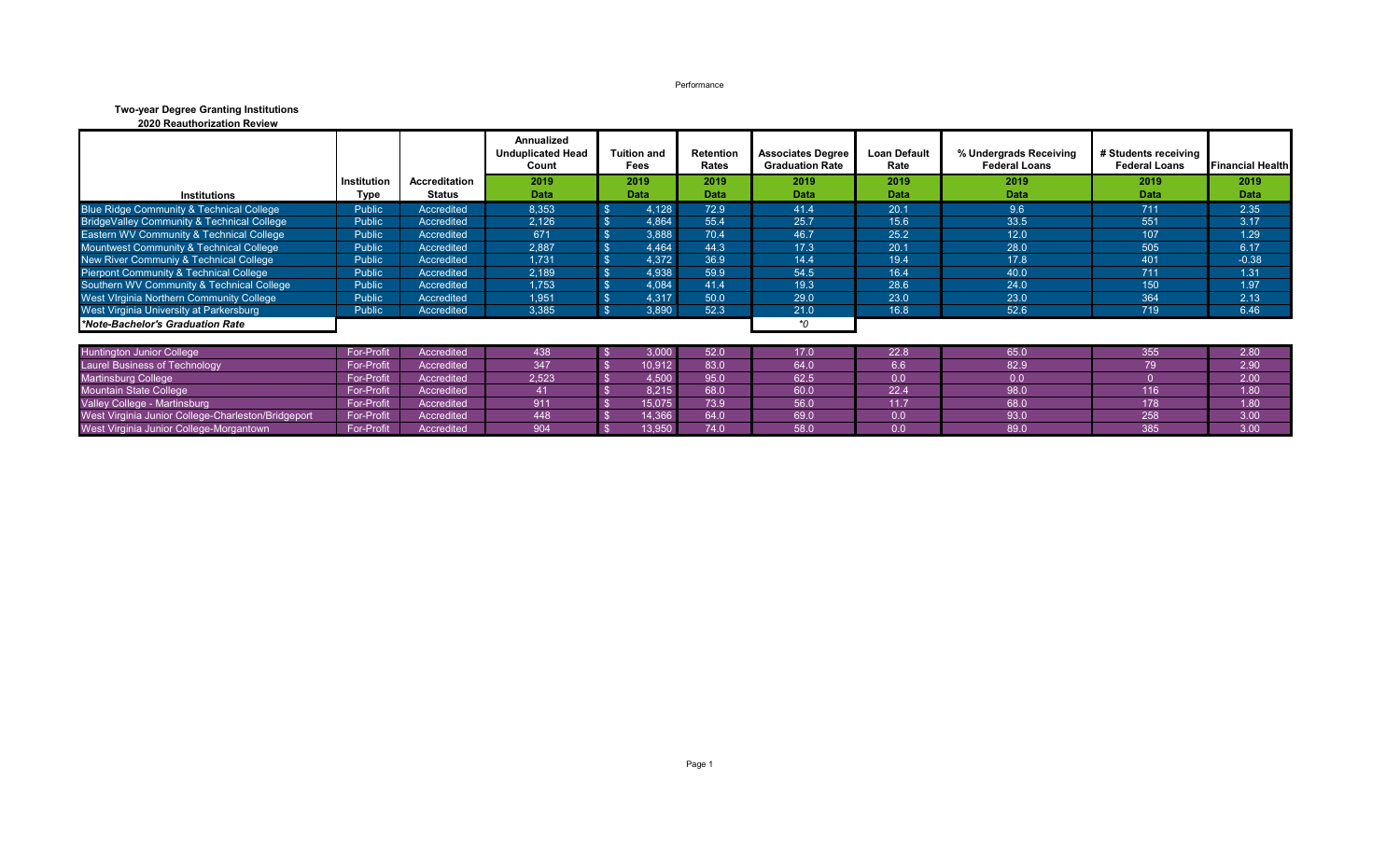**Two-year Degree Granting Institutions**

**2020 Reauthorization Review**

| Institutions | Institution Type | Accreditation Status | Annualized Unduplicated Head Count | Tuition and Fees | Retention Rates | Associates Degree Graduation Rate | Loan Default Rate | % Undergrads Receiving Federal Loans | # Students receiving Federal Loans | Financial Health |
|---|---|---|---|---|---|---|---|---|---|---|
| | | | 2019 Data | 2019 Data | 2019 Data | 2019 Data | 2019 Data | 2019 Data | 2019 Data | 2019 Data |
| Blue Ridge Community & Technical College | Public | Accredited | 8,353 | $ 4,128 | 72.9 | 41.4 | 20.1 | 9.6 | 711 | 2.35 |
| BridgeValley Community & Technical College | Public | Accredited | 2,126 | $ 4,864 | 55.4 | 25.7 | 15.6 | 33.5 | 551 | 3.17 |
| Eastern WV Community & Technical College | Public | Accredited | 671 | $ 3,888 | 70.4 | 46.7 | 25.2 | 12.0 | 107 | 1.29 |
| Mountwest Community & Technical College | Public | Accredited | 2,887 | $ 4,464 | 44.3 | 17.3 | 20.1 | 28.0 | 505 | 6.17 |
| New River Communiy & Technical College | Public | Accredited | 1,731 | $ 4,372 | 36.9 | 14.4 | 19.4 | 17.8 | 401 | -0.38 |
| Pierpont Community & Technical College | Public | Accredited | 2,189 | $ 4,938 | 59.9 | 54.5 | 16.4 | 40.0 | 711 | 1.31 |
| Southern WV Community & Technical College | Public | Accredited | 1,753 | $ 4,084 | 41.4 | 19.3 | 28.6 | 24.0 | 150 | 1.97 |
| West VIrginia Northern Community College | Public | Accredited | 1,951 | $ 4,317 | 50.0 | 29.0 | 23.0 | 23.0 | 364 | 2.13 |
| West Virginia University at Parkersburg | Public | Accredited | 3,385 | $ 3,890 | 52.3 | 21.0 | 16.8 | 52.6 | 719 | 6.46 |
| *\*Note-Bachelor's Graduation Rate* | | | | | | *\*0 | | | | |
| Huntington Junior College | For-Profit | Accredited | 438 | $ 3,000 | 52.0 | 17.0 | 22.8 | 65.0 | 355 | 2.80 |
| Laurel Business of Technology | For-Profit | Accredited | 347 | $ 10,912 | 83.0 | 64.0 | 6.6 | 82.9 | 79 | 2.90 |
| Martinsburg College | For-Profit | Accredited | 2,523 | $ 4,500 | 95.0 | 62.5 | 0.0 | 0.0 | 0 | 2.00 |
| Mountain State College | For-Profit | Accredited | 41 | $ 8,215 | 68.0 | 60.0 | 22.4 | 98.0 | 116 | 1.80 |
| Valley College - Martinsburg | For-Profit | Accredited | 911 | $ 15,075 | 73.9 | 56.0 | 11.7 | 68.0 | 178 | 1.80 |
| West Virginia Junior College-Charleston/Bridgeport | For-Profit | Accredited | 448 | $ 14,366 | 64.0 | 69.0 | 0.0 | 93.0 | 258 | 3.00 |
| West Virginia Junior College-Morgantown | For-Profit | Accredited | 904 | $ 13,950 | 74.0 | 58.0 | 0.0 | 89.0 | 385 | 3.00 |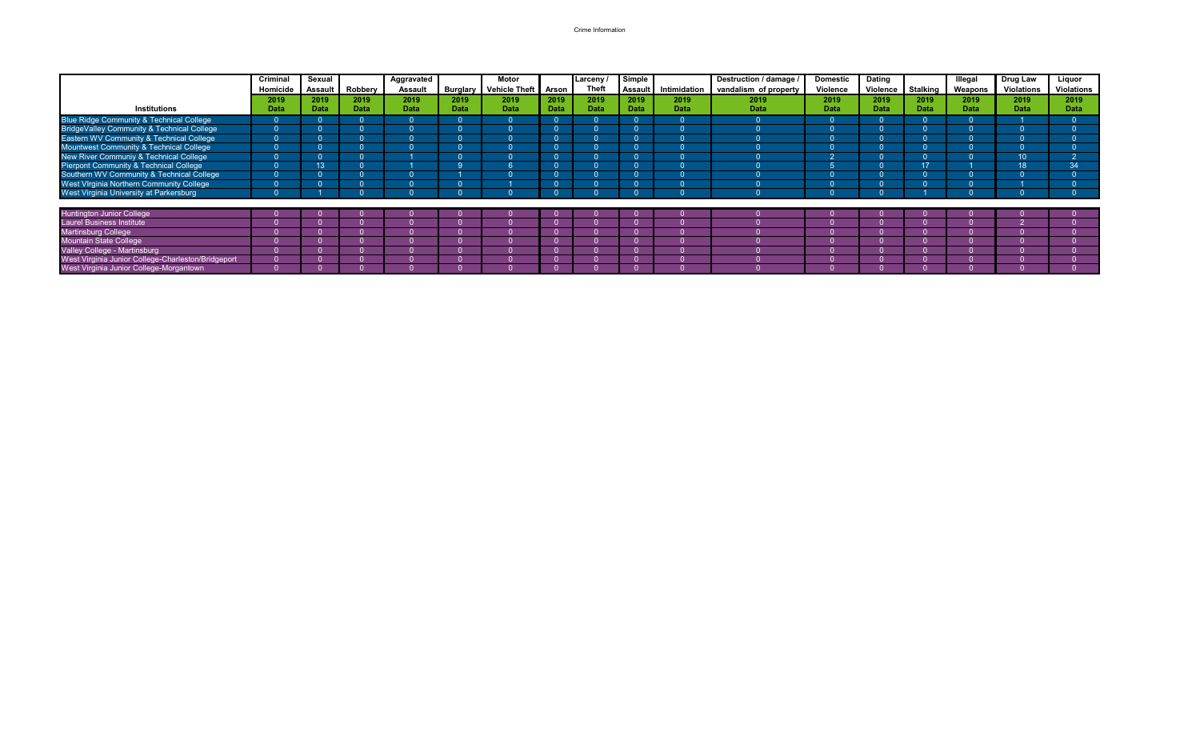Crime Information

| Institutions | Criminal Homicide 2019 Data | Sexual Assault 2019 Data | Robbery 2019 Data | Aggravated Assault 2019 Data | Burglary 2019 Data | Motor Vehicle Theft 2019 Data | Arson 2019 Data | Larceny / Theft 2019 Data | Simple Assault 2019 Data | Intimidation 2019 Data | Destruction / damage / vandalism of property 2019 Data | Domestic Violence 2019 Data | Dating Violence 2019 Data | Stalking 2019 Data | Illegal Weapons 2019 Data | Drug Law Violations 2019 Data | Liquor Violations 2019 Data |
|---|---|---|---|---|---|---|---|---|---|---|---|---|---|---|---|---|---|
| Blue Ridge Community & Technical College | 0 | 0 | 0 | 0 | 0 | 0 | 0 | 0 | 0 | 0 | 0 | 0 | 0 | 0 | 0 | 1 | 0 |
| BridgeValley Community & Technical College | 0 | 0 | 0 | 0 | 0 | 0 | 0 | 0 | 0 | 0 | 0 | 0 | 0 | 0 | 0 | 0 | 0 |
| Eastern WV Community & Technical College | 0 | 0 | 0 | 0 | 0 | 0 | 0 | 0 | 0 | 0 | 0 | 0 | 0 | 0 | 0 | 0 | 0 |
| Mountwest Community & Technical College | 0 | 0 | 0 | 0 | 0 | 0 | 0 | 0 | 0 | 0 | 0 | 0 | 0 | 0 | 0 | 0 | 0 |
| New River Communiy & Technical College | 0 | 0 | 0 | 1 | 0 | 0 | 0 | 0 | 0 | 0 | 0 | 2 | 0 | 0 | 0 | 10 | 2 |
| Pierpont Community & Technical College | 0 | 13 | 0 | 1 | 9 | 6 | 0 | 0 | 0 | 0 | 0 | 5 | 0 | 17 | 1 | 18 | 34 |
| Southern WV Community & Technical College | 0 | 0 | 0 | 0 | 1 | 0 | 0 | 0 | 0 | 0 | 0 | 0 | 0 | 0 | 0 | 0 | 0 |
| West VIrginia Northern Community College | 0 | 0 | 0 | 0 | 0 | 1 | 0 | 0 | 0 | 0 | 0 | 0 | 0 | 0 | 0 | 1 | 0 |
| West Virginia University at Parkersburg | 0 | 1 | 0 | 0 | 0 | 0 | 0 | 0 | 0 | 0 | 0 | 0 | 0 | 1 | 0 | 0 | 0 |
| Huntington Junior College | 0 | 0 | 0 | 0 | 0 | 0 | 0 | 0 | 0 | 0 | 0 | 0 | 0 | 0 | 0 | 0 | 0 |
| Laurel Business Institute | 0 | 0 | 0 | 0 | 0 | 0 | 0 | 0 | 0 | 0 | 0 | 0 | 0 | 0 | 0 | 2 | 0 |
| Martinsburg College | 0 | 0 | 0 | 0 | 0 | 0 | 0 | 0 | 0 | 0 | 0 | 0 | 0 | 0 | 0 | 0 | 0 |
| Mountain State College | 0 | 0 | 0 | 0 | 0 | 0 | 0 | 0 | 0 | 0 | 0 | 0 | 0 | 0 | 0 | 0 | 0 |
| Valley College - Martinsburg | 0 | 0 | 0 | 0 | 0 | 0 | 0 | 0 | 0 | 0 | 0 | 0 | 0 | 0 | 0 | 0 | 0 |
| West Virginia Junior College-Charleston/Bridgeport | 0 | 0 | 0 | 0 | 0 | 0 | 0 | 0 | 0 | 0 | 0 | 0 | 0 | 0 | 0 | 0 | 0 |
| West Virginia Junior College-Morgantown | 0 | 0 | 0 | 0 | 0 | 0 | 0 | 0 | 0 | 0 | 0 | 0 | 0 | 0 | 0 | 0 | 0 |